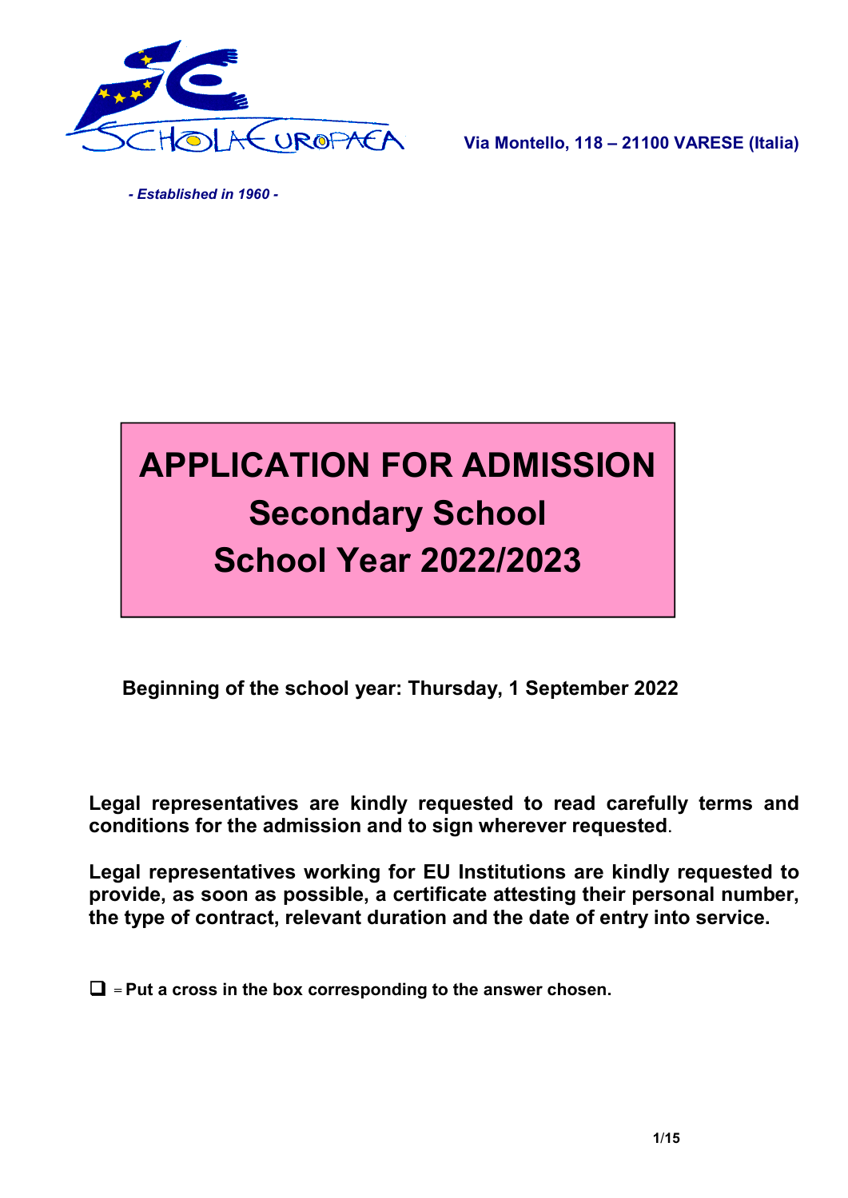SCHOLA EUROPAEA

Via Montello, 118 – 21100 VARESE (Italia)

*- Established in 1960 -*

# APPLICATION FOR ADMISSION
## Secondary School
## School Year 2022/2023

**Beginning of the school year: Thursday, 1 September 2022**

**Legal representatives are kindly requested to read carefully terms and conditions for the admission and to sign wherever requested**.

**Legal representatives working for EU Institutions are kindly requested to provide, as soon as possible, a certificate attesting their personal number, the type of contract, relevant duration and the date of entry into service.**

❑ = **Put a cross in the box corresponding to the answer chosen.**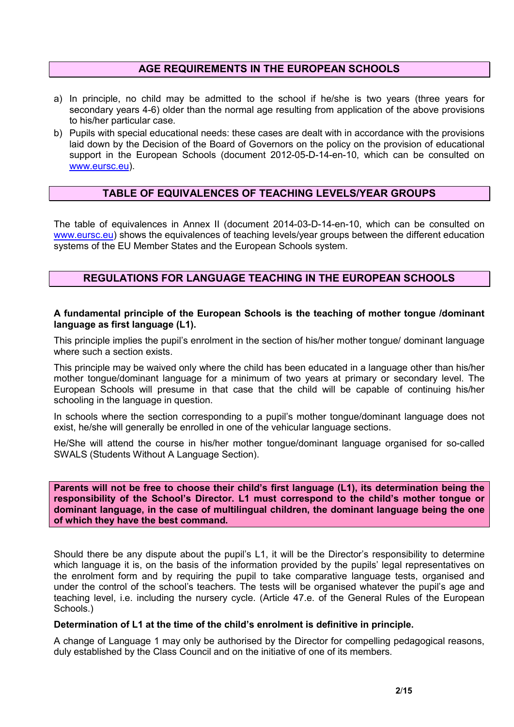## AGE REQUIREMENTS IN THE EUROPEAN SCHOOLS

a) In principle, no child may be admitted to the school if he/she is two years (three years for secondary years 4-6) older than the normal age resulting from application of the above provisions to his/her particular case.
b) Pupils with special educational needs: these cases are dealt with in accordance with the provisions laid down by the Decision of the Board of Governors on the policy on the provision of educational support in the European Schools (document 2012-05-D-14-en-10, which can be consulted on www.eursc.eu).

## TABLE OF EQUIVALENCES OF TEACHING LEVELS/YEAR GROUPS

The table of equivalences in Annex II (document 2014-03-D-14-en-10, which can be consulted on www.eursc.eu) shows the equivalences of teaching levels/year groups between the different education systems of the EU Member States and the European Schools system.

## REGULATIONS FOR LANGUAGE TEACHING IN THE EUROPEAN SCHOOLS

**A fundamental principle of the European Schools is the teaching of mother tongue /dominant language as first language (L1).**

This principle implies the pupil's enrolment in the section of his/her mother tongue/ dominant language where such a section exists.

This principle may be waived only where the child has been educated in a language other than his/her mother tongue/dominant language for a minimum of two years at primary or secondary level. The European Schools will presume in that case that the child will be capable of continuing his/her schooling in the language in question.

In schools where the section corresponding to a pupil's mother tongue/dominant language does not exist, he/she will generally be enrolled in one of the vehicular language sections.

He/She will attend the course in his/her mother tongue/dominant language organised for so-called SWALS (Students Without A Language Section).

**Parents will not be free to choose their child's first language (L1), its determination being the responsibility of the School's Director. L1 must correspond to the child's mother tongue or dominant language, in the case of multilingual children, the dominant language being the one of which they have the best command.**

Should there be any dispute about the pupil's L1, it will be the Director's responsibility to determine which language it is, on the basis of the information provided by the pupils' legal representatives on the enrolment form and by requiring the pupil to take comparative language tests, organised and under the control of the school's teachers. The tests will be organised whatever the pupil's age and teaching level, i.e. including the nursery cycle. (Article 47.e. of the General Rules of the European Schools.)

**Determination of L1 at the time of the child's enrolment is definitive in principle.**

A change of Language 1 may only be authorised by the Director for compelling pedagogical reasons, duly established by the Class Council and on the initiative of one of its members.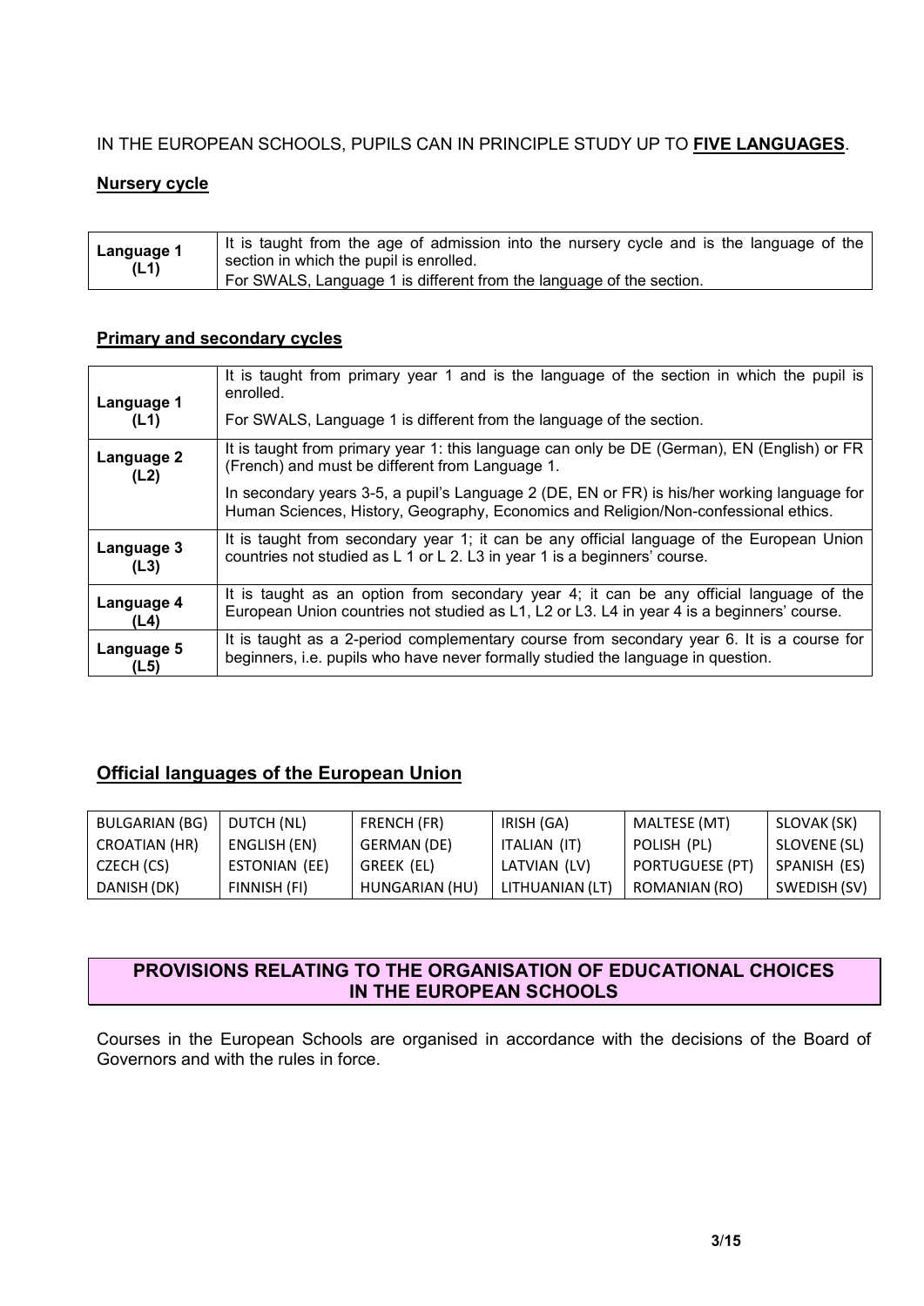IN THE EUROPEAN SCHOOLS, PUPILS CAN IN PRINCIPLE STUDY UP TO **FIVE LANGUAGES**.

### Nursery cycle

| | |
|---|---|
| **Language 1 (L1)** | It is taught from the age of admission into the nursery cycle and is the language of the section in which the pupil is enrolled.<br>For SWALS, Language 1 is different from the language of the section. |

### Primary and secondary cycles

| | |
|---|---|
| **Language 1 (L1)** | It is taught from primary year 1 and is the language of the section in which the pupil is enrolled.<br>For SWALS, Language 1 is different from the language of the section. |
| **Language 2 (L2)** | It is taught from primary year 1: this language can only be DE (German), EN (English) or FR (French) and must be different from Language 1.<br>In secondary years 3-5, a pupil's Language 2 (DE, EN or FR) is his/her working language for Human Sciences, History, Geography, Economics and Religion/Non-confessional ethics. |
| **Language 3 (L3)** | It is taught from secondary year 1; it can be any official language of the European Union countries not studied as L 1 or L 2. L3 in year 1 is a beginners' course. |
| **Language 4 (L4)** | It is taught as an option from secondary year 4; it can be any official language of the European Union countries not studied as L1, L2 or L3. L4 in year 4 is a beginners' course. |
| **Language 5 (L5)** | It is taught as a 2-period complementary course from secondary year 6. It is a course for beginners, i.e. pupils who have never formally studied the language in question. |

### Official languages of the European Union

| | | | | | |
|---|---|---|---|---|---|
| BULGARIAN (BG) | DUTCH (NL) | FRENCH (FR) | IRISH (GA) | MALTESE (MT) | SLOVAK (SK) |
| CROATIAN (HR) | ENGLISH (EN) | GERMAN (DE) | ITALIAN (IT) | POLISH (PL) | SLOVENE (SL) |
| CZECH (CS) | ESTONIAN (EE) | GREEK (EL) | LATVIAN (LV) | PORTUGUESE (PT) | SPANISH (ES) |
| DANISH (DK) | FINNISH (FI) | HUNGARIAN (HU) | LITHUANIAN (LT) | ROMANIAN (RO) | SWEDISH (SV) |

## PROVISIONS RELATING TO THE ORGANISATION OF EDUCATIONAL CHOICES IN THE EUROPEAN SCHOOLS

Courses in the European Schools are organised in accordance with the decisions of the Board of Governors and with the rules in force.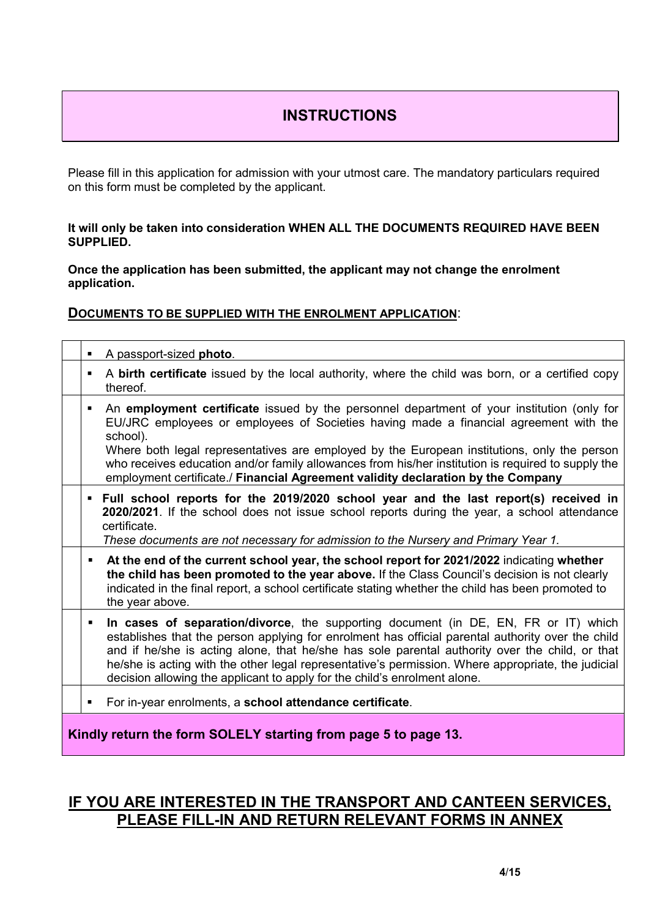# INSTRUCTIONS

Please fill in this application for admission with your utmost care. The mandatory particulars required on this form must be completed by the applicant.

**It will only be taken into consideration WHEN ALL THE DOCUMENTS REQUIRED HAVE BEEN SUPPLIED.**

**Once the application has been submitted, the applicant may not change the enrolment application.**

## DOCUMENTS TO BE SUPPLIED WITH THE ENROLMENT APPLICATION:

| | |
|---|---|
| | ▪ A passport-sized **photo**. |
| | ▪ A **birth certificate** issued by the local authority, where the child was born, or a certified copy thereof. |
| | ▪ An **employment certificate** issued by the personnel department of your institution (only for EU/JRC employees or employees of Societies having made a financial agreement with the school).<br>Where both legal representatives are employed by the European institutions, only the person who receives education and/or family allowances from his/her institution is required to supply the employment certificate./ **Financial Agreement validity declaration by the Company** |
| | ▪ **Full school reports for the 2019/2020 school year and the last report(s) received in 2020/2021**. If the school does not issue school reports during the year, a school attendance certificate.<br>*These documents are not necessary for admission to the Nursery and Primary Year 1.* |
| | ▪ **At the end of the current school year, the school report for 2021/2022** indicating **whether the child has been promoted to the year above.** If the Class Council's decision is not clearly indicated in the final report, a school certificate stating whether the child has been promoted to the year above. |
| | ▪ **In cases of separation/divorce**, the supporting document (in DE, EN, FR or IT) which establishes that the person applying for enrolment has official parental authority over the child and if he/she is acting alone, that he/she has sole parental authority over the child, or that he/she is acting with the other legal representative's permission. Where appropriate, the judicial decision allowing the applicant to apply for the child's enrolment alone. |
| | ▪ For in-year enrolments, a **school attendance certificate**. |

**Kindly return the form SOLELY starting from page 5 to page 13.**

## IF YOU ARE INTERESTED IN THE TRANSPORT AND CANTEEN SERVICES, PLEASE FILL-IN AND RETURN RELEVANT FORMS IN ANNEX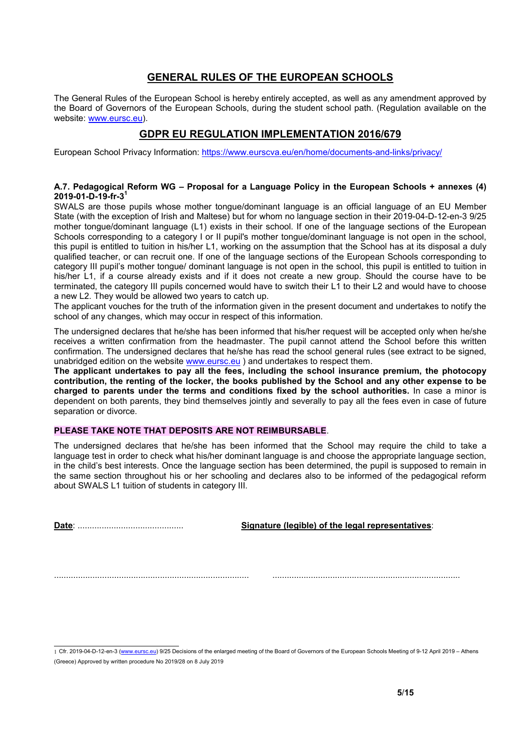## GENERAL RULES OF THE EUROPEAN SCHOOLS

The General Rules of the European School is hereby entirely accepted, as well as any amendment approved by the Board of Governors of the European Schools, during the student school path. (Regulation available on the website: www.eursc.eu).

## GDPR EU REGULATION IMPLEMENTATION 2016/679

European School Privacy Information: https://www.eurscva.eu/en/home/documents-and-links/privacy/

**A.7. Pedagogical Reform WG – Proposal for a Language Policy in the European Schools + annexes (4) 2019-01-D-19-fr-3**[1]

SWALS are those pupils whose mother tongue/dominant language is an official language of an EU Member State (with the exception of Irish and Maltese) but for whom no language section in their 2019-04-D-12-en-3 9/25 mother tongue/dominant language (L1) exists in their school. If one of the language sections of the European Schools corresponding to a category I or II pupil's mother tongue/dominant language is not open in the school, this pupil is entitled to tuition in his/her L1, working on the assumption that the School has at its disposal a duly qualified teacher, or can recruit one. If one of the language sections of the European Schools corresponding to category III pupil's mother tongue/ dominant language is not open in the school, this pupil is entitled to tuition in his/her L1, if a course already exists and if it does not create a new group. Should the course have to be terminated, the category III pupils concerned would have to switch their L1 to their L2 and would have to choose a new L2. They would be allowed two years to catch up.

The applicant vouches for the truth of the information given in the present document and undertakes to notify the school of any changes, which may occur in respect of this information.

The undersigned declares that he/she has been informed that his/her request will be accepted only when he/she receives a written confirmation from the headmaster. The pupil cannot attend the School before this written confirmation. The undersigned declares that he/she has read the school general rules (see extract to be signed, unabridged edition on the website www.eursc.eu ) and undertakes to respect them.

**The applicant undertakes to pay all the fees, including the school insurance premium, the photocopy contribution, the renting of the locker, the books published by the School and any other expense to be charged to parents under the terms and conditions fixed by the school authorities.** In case a minor is dependent on both parents, they bind themselves jointly and severally to pay all the fees even in case of future separation or divorce.

**PLEASE TAKE NOTE THAT DEPOSITS ARE NOT REIMBURSABLE**.

The undersigned declares that he/she has been informed that the School may require the child to take a language test in order to check what his/her dominant language is and choose the appropriate language section, in the child's best interests. Once the language section has been determined, the pupil is supposed to remain in the same section throughout his or her schooling and declares also to be informed of the pedagogical reform about SWALS L1 tuition of students in category III.

**Date**: ............................................ **Signature (legible) of the legal representatives**:

................................................................................ ..............................................................................

[1] Cfr. 2019-04-D-12-en-3 (www.eursc.eu) 9/25 Decisions of the enlarged meeting of the Board of Governors of the European Schools Meeting of 9-12 April 2019 – Athens (Greece) Approved by written procedure No 2019/28 on 8 July 2019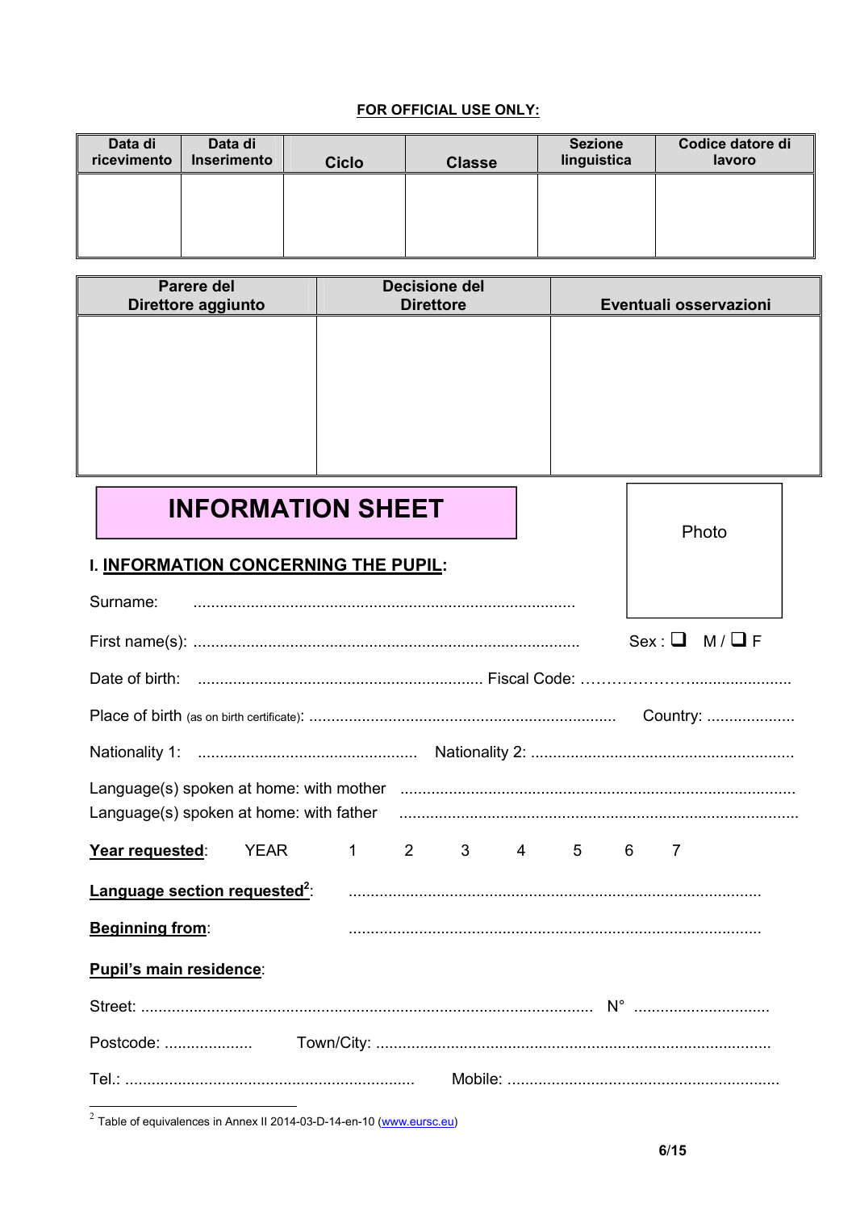**FOR OFFICIAL USE ONLY:**

| Data di ricevimento | Data di Inserimento | Ciclo | Classe | Sezione linguistica | Codice datore di lavoro |
|---|---|---|---|---|---|
| | | | | | |

| Parere del Direttore aggiunto | Decisione del Direttore | Eventuali osservazioni |
|---|---|---|
| | | |

# INFORMATION SHEET

Photo

## I. INFORMATION CONCERNING THE PUPIL:

Surname: ......................................................................................

First name(s): ...................................................................................... Sex : ❑ M / ❑ F

Date of birth: ................................................................ Fiscal Code: ………………….......................

Place of birth (as on birth certificate): ..................................................................... Country: ....................

Nationality 1: ................................................. Nationality 2: ...........................................................

Language(s) spoken at home: with mother .........................................................................................
Language(s) spoken at home: with father ..........................................................................................

**Year requested**: YEAR 1 2 3 4 5 6 7

**Language section requested**[2]: ............................................................................................

**Beginning from**: ............................................................................................

**Pupil's main residence**:

Street: .................................................................................................... N° ..............................

Postcode: .................... Town/City: .........................................................................................

Tel.: ................................................................. Mobile: .............................................................

---

[2] Table of equivalences in Annex II 2014-03-D-14-en-10 (www.eursc.eu)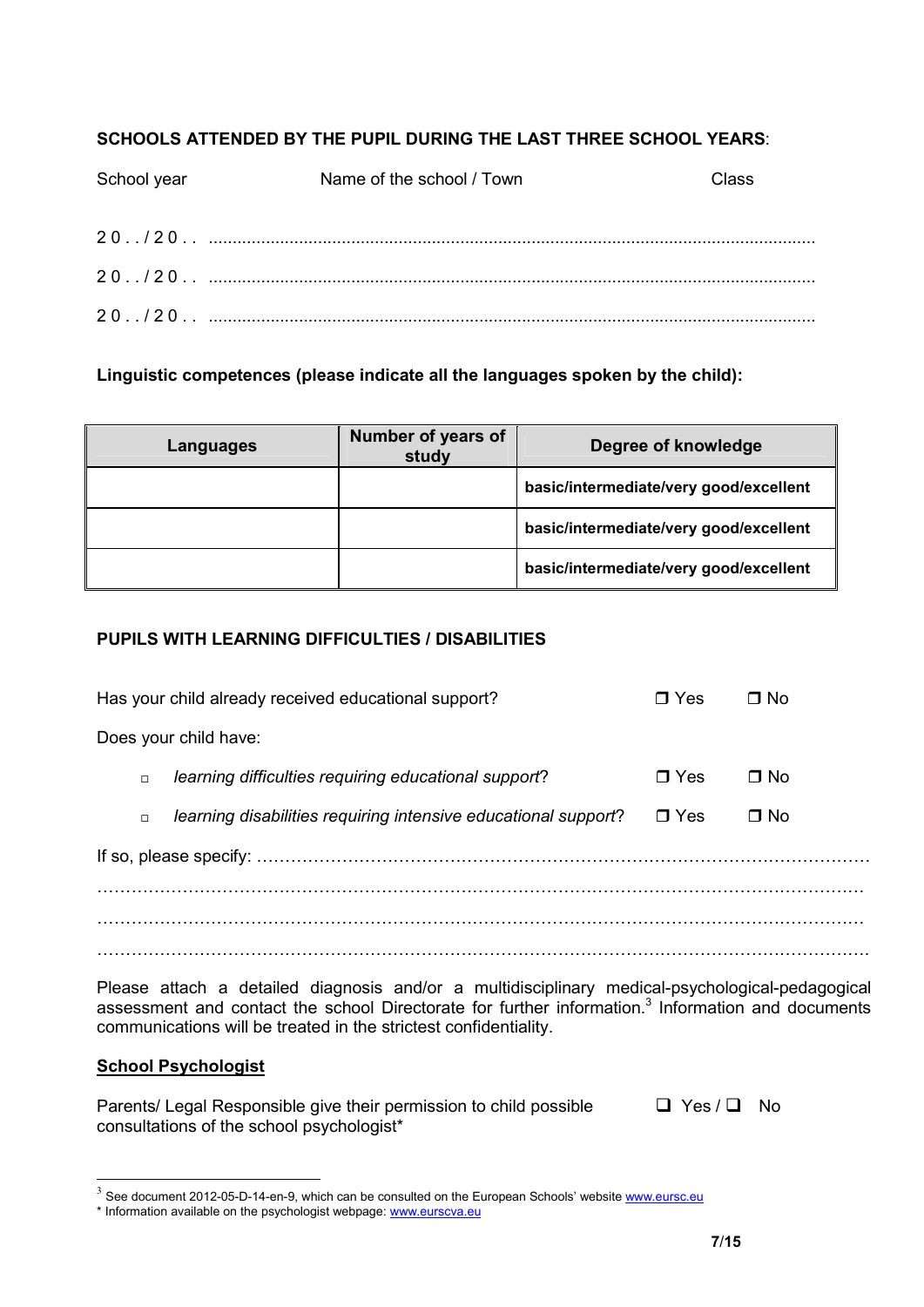**SCHOOLS ATTENDED BY THE PUPIL DURING THE LAST THREE SCHOOL YEARS**:

School year Name of the school / Town Class

2 0 . . / 2 0 . . ..............................................................................................................................

2 0 . . / 2 0 . . ..............................................................................................................................

2 0 . . / 2 0 . . ..............................................................................................................................

**Linguistic competences (please indicate all the languages spoken by the child):**

| Languages | Number of years of study | Degree of knowledge |
|---|---|---|
| | | **basic/intermediate/very good/excellent** |
| | | **basic/intermediate/very good/excellent** |
| | | **basic/intermediate/very good/excellent** |

**PUPILS WITH LEARNING DIFFICULTIES / DISABILITIES**

Has your child already received educational support? ❒ Yes ❒ No

Does your child have:

- *learning difficulties requiring educational support*? ❒ Yes ❒ No
- *learning disabilities requiring intensive educational support*? ❒ Yes ❒ No

If so, please specify: ……………………………………………………………………………………………

…………………………………………………………………………………………………………………

…………………………………………………………………………………………………………………

…………………………………………………………………………………………………………………

Please attach a detailed diagnosis and/or a multidisciplinary medical-psychological-pedagogical assessment and contact the school Directorate for further information.[3] Information and documents communications will be treated in the strictest confidentiality.

**School Psychologist**

Parents/ Legal Responsible give their permission to child possible consultations of the school psychologist* ❑ Yes / ❑ No

[3] See document 2012-05-D-14-en-9, which can be consulted on the European Schools' website www.eursc.eu

* Information available on the psychologist webpage: www.eurscva.eu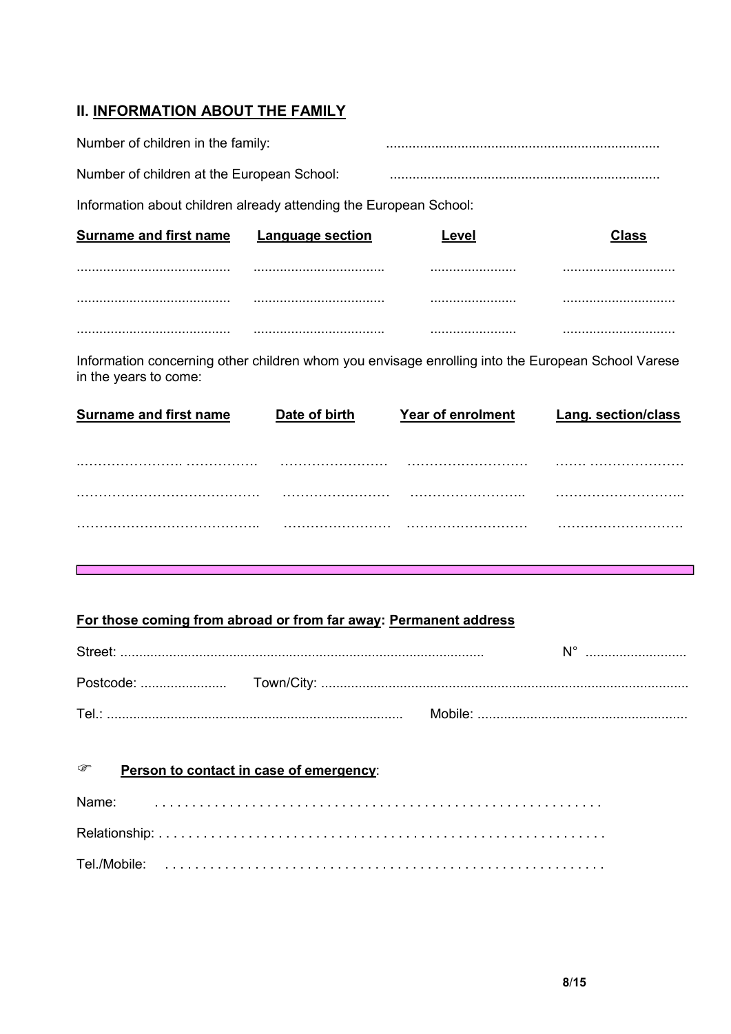## II. INFORMATION ABOUT THE FAMILY

Number of children in the family: ........................................................................

Number of children at the European School: ........................................................................

Information about children already attending the European School:

| Surname and first name | Language section | Level | Class |
|---|---|---|---|
| ......................................... | ................................... | ...................... | .............................. |
| ......................................... | ................................... | ...................... | .............................. |
| ......................................... | ................................... | ...................... | .............................. |

Information concerning other children whom you envisage enrolling into the European School Varese in the years to come:

| Surname and first name | Date of birth | Year of enrolment | Lang. section/class |
|---|---|---|---|
| ………………….. ……………. | …………………… | ……………………… | …… ………………… |
| ………………………………… | …………………… | …………………….. | ……………………….. |
| ………………………………….. | …………………… | ……………………… | ………………………. |

**For those coming from abroad or from far away: Permanent address**

Street: ................................................................................................ N° ...........................

Postcode: ....................... Town/City: .................................................................................................

Tel.: .............................................................................. Mobile: .......................................................

☞ **Person to contact in case of emergency**:

Name: . . . . . . . . . . . . . . . . . . . . . . . . . . . . . . . . . . . . . . . . . . . . . . . . . . . . . . . .

Relationship: . . . . . . . . . . . . . . . . . . . . . . . . . . . . . . . . . . . . . . . . . . . . . . . . . . . . . . . . . . .

Tel./Mobile: . . . . . . . . . . . . . . . . . . . . . . . . . . . . . . . . . . . . . . . . . . . . . . . . . . . . . . . .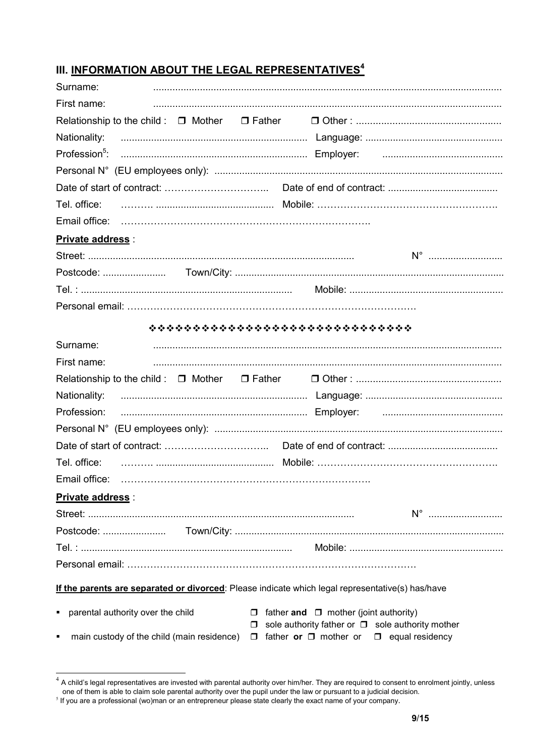## III. INFORMATION ABOUT THE LEGAL REPRESENTATIVES[4]

Surname: ..............................................................................................................................

First name: ..............................................................................................................................

Relationship to the child : ❒ Mother ❒ Father ❒ Other : ....................................................

Nationality: .................................................................... Language: ..................................................

Profession[5]: .................................................................... Employer: ...........................................

Personal N° (EU employees only): .......................................................................................................

Date of start of contract: ………………………….. Date of end of contract: ........................................

Tel. office: ………. .......................................... Mobile: …………………………………………….

Email office: ………………………………………………………………….

**Private address** :

Street: ................................................................................................ N° ...........................

Postcode: ....................... Town/City: .................................................................................................

Tel. : ............................................................................ Mobile: .......................................................

Personal email: ……………………………………………………………………………

❖❖❖❖❖❖❖❖❖❖❖❖❖❖❖❖❖❖❖❖❖❖❖❖❖❖❖❖❖❖

Surname: ..............................................................................................................................

First name: ..............................................................................................................................

Relationship to the child : ❒ Mother ❒ Father ❒ Other : ....................................................

Nationality: .................................................................... Language: ..................................................

Profession: .................................................................... Employer: ...........................................

Personal N° (EU employees only): .......................................................................................................

Date of start of contract: ………………………….. Date of end of contract: ........................................

Tel. office: ………. .......................................... Mobile: …………………………………………….

Email office: ………………………………………………………………….

**Private address** :

Street: ................................................................................................ N° ...........................

Postcode: ....................... Town/City: .................................................................................................

Tel. : ............................................................................ Mobile: .......................................................

Personal email: ……………………………………………………………………………

**If the parents are separated or divorced**: Please indicate which legal representative(s) has/have

- parental authority over the child ❒ father **and** ❒ mother (joint authority)
  ❒ sole authority father or ❒ sole authority mother
- main custody of the child (main residence) ❒ father **or** ❒ mother or ❒ equal residency

[4] A child's legal representatives are invested with parental authority over him/her. They are required to consent to enrolment jointly, unless one of them is able to claim sole parental authority over the pupil under the law or pursuant to a judicial decision.

[5] If you are a professional (wo)man or an entrepreneur please state clearly the exact name of your company.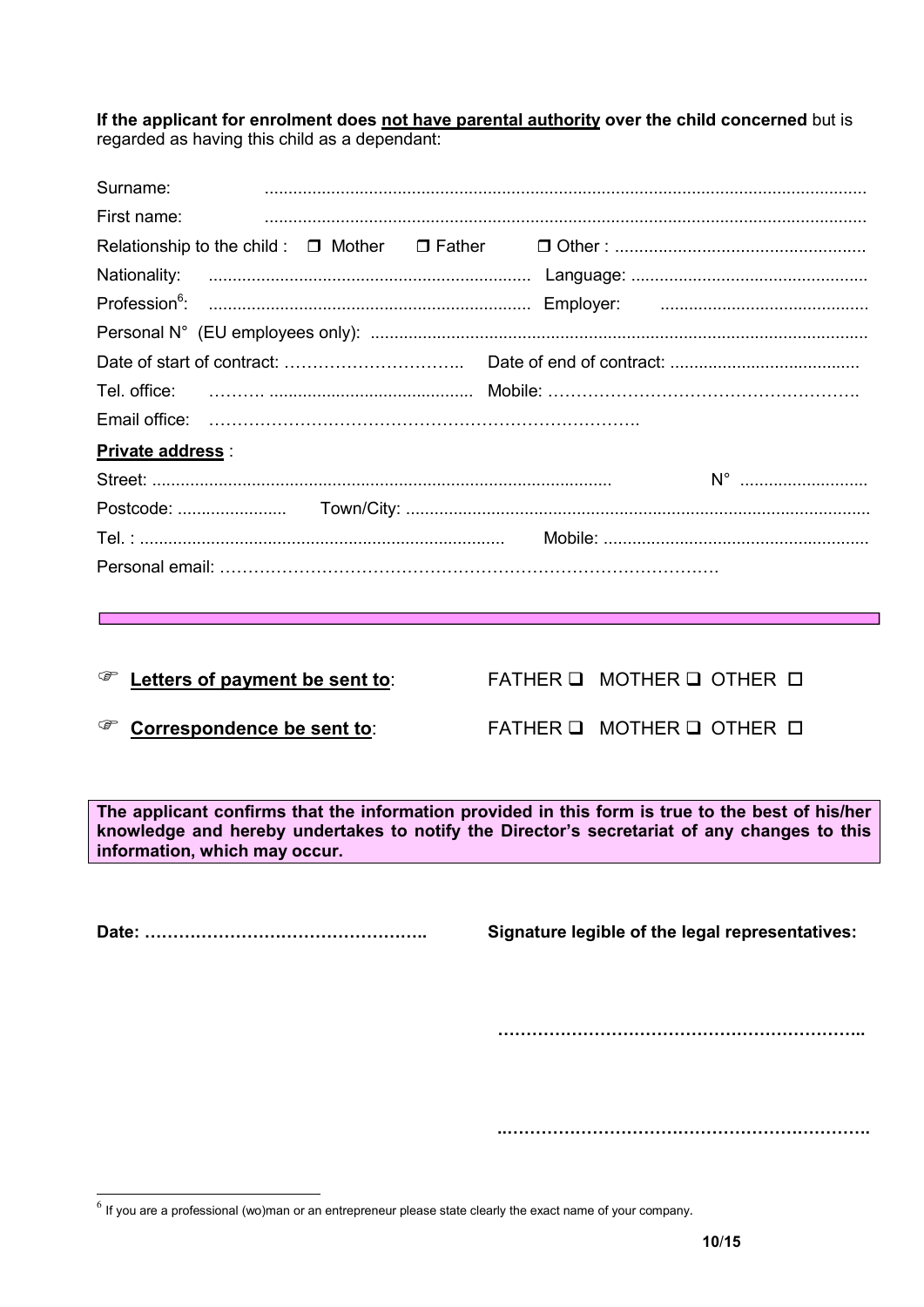**If the applicant for enrolment does <u>not have parental authority</u> over the child concerned** but is regarded as having this child as a dependant:

Surname: ..............................................................................................................................

First name: ..............................................................................................................................

Relationship to the child : ☐ Mother ☐ Father ☐ Other : ....................................................

Nationality: .................................................................... Language: ..................................................

Profession[6]: .................................................................... Employer: ............................................

Personal N° (EU employees only): ........................................................................................................

Date of start of contract: ………………………….. Date of end of contract: ........................................

Tel. office: ………. .......................................... Mobile: …………………………………………….

Email office: ……………………………………………………………….

**<u>Private address</u>** :

Street: ................................................................................................ N° ...........................

Postcode: ....................... Town/City: ..................................................................................................

Tel. : ............................................................................ Mobile: .......................................................

Personal email: ……………………………………………………………………………

☞ **<u>Letters of payment be sent to</u>**: FATHER ☐ MOTHER ☐ OTHER ☐

☞ **<u>Correspondence be sent to</u>**: FATHER ☐ MOTHER ☐ OTHER ☐

**The applicant confirms that the information provided in this form is true to the best of his/her knowledge and hereby undertakes to notify the Director's secretariat of any changes to this information, which may occur.**

**Date: …………………………………………..** **Signature legible of the legal representatives:**

**………………………………………………………..**

**..……………………………………………………….**

[6] If you are a professional (wo)man or an entrepreneur please state clearly the exact name of your company.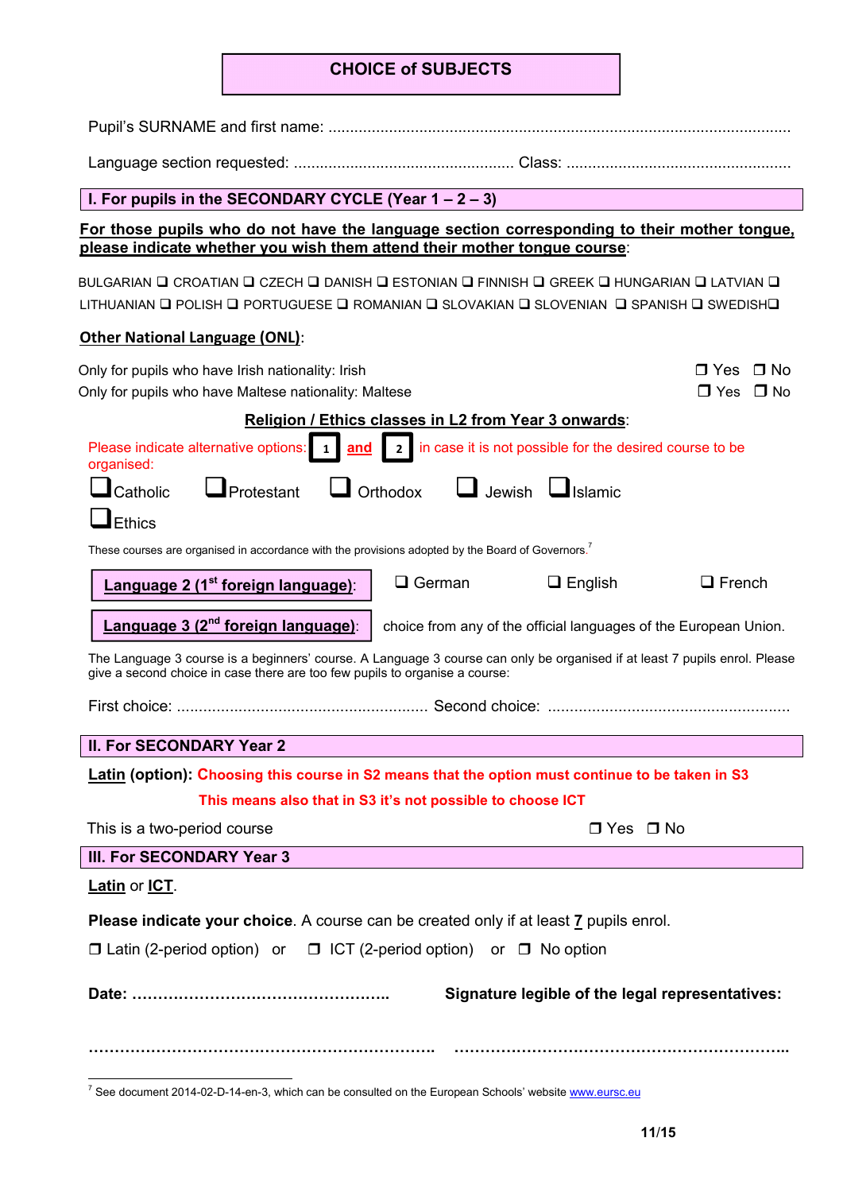# CHOICE of SUBJECTS

Pupil's SURNAME and first name: ........................................................................................................

Language section requested: .................................................... Class: ....................................................

## I. For pupils in the SECONDARY CYCLE (Year 1 – 2 – 3)

**For those pupils who do not have the language section corresponding to their mother tongue, please indicate whether you wish them attend their mother tongue course**:

BULGARIAN ❑ CROATIAN ❑ CZECH ❑ DANISH ❑ ESTONIAN ❑ FINNISH ❑ GREEK ❑ HUNGARIAN ❑ LATVIAN ❑ LITHUANIAN ❑ POLISH ❑ PORTUGUESE ❑ ROMANIAN ❑ SLOVAKIAN ❑ SLOVENIAN ❑ SPANISH ❑ SWEDISH❑

**Other National Language (ONL)**:

Only for pupils who have Irish nationality: Irish ❒ Yes ❒ No

Only for pupils who have Maltese nationality: Maltese ❒ Yes ❒ No

**Religion / Ethics classes in L2 from Year 3 onwards**:

Please indicate alternative options: [1] **and** [2] in case it is not possible for the desired course to be organised:

❑ Catholic ❑ Protestant ❑ Orthodox ❑ Jewish ❑ Islamic

❑ Ethics

These courses are organised in accordance with the provisions adopted by the Board of Governors.[7]

**Language 2 (1st foreign language)**: ❑ German ❑ English ❑ French

**Language 3 (2nd foreign language)**: choice from any of the official languages of the European Union.

The Language 3 course is a beginners' course. A Language 3 course can only be organised if at least 7 pupils enrol. Please give a second choice in case there are too few pupils to organise a course:

First choice: ......................................................... Second choice: .......................................................

## II. For SECONDARY Year 2

**Latin (option): Choosing this course in S2 means that the option must continue to be taken in S3**

**This means also that in S3 it's not possible to choose ICT**

This is a two-period course ❒ Yes ❒ No

## III. For SECONDARY Year 3

**Latin** or **ICT**.

**Please indicate your choice**. A course can be created only if at least 7 pupils enrol.

❒ Latin (2-period option) or ❒ ICT (2-period option) or ❒ No option

**Date: …………………………………………..** **Signature legible of the legal representatives:**

**……………………………………………………………. ……………………………………………………….**

---

[7] See document 2014-02-D-14-en-3, which can be consulted on the European Schools' website www.eursc.eu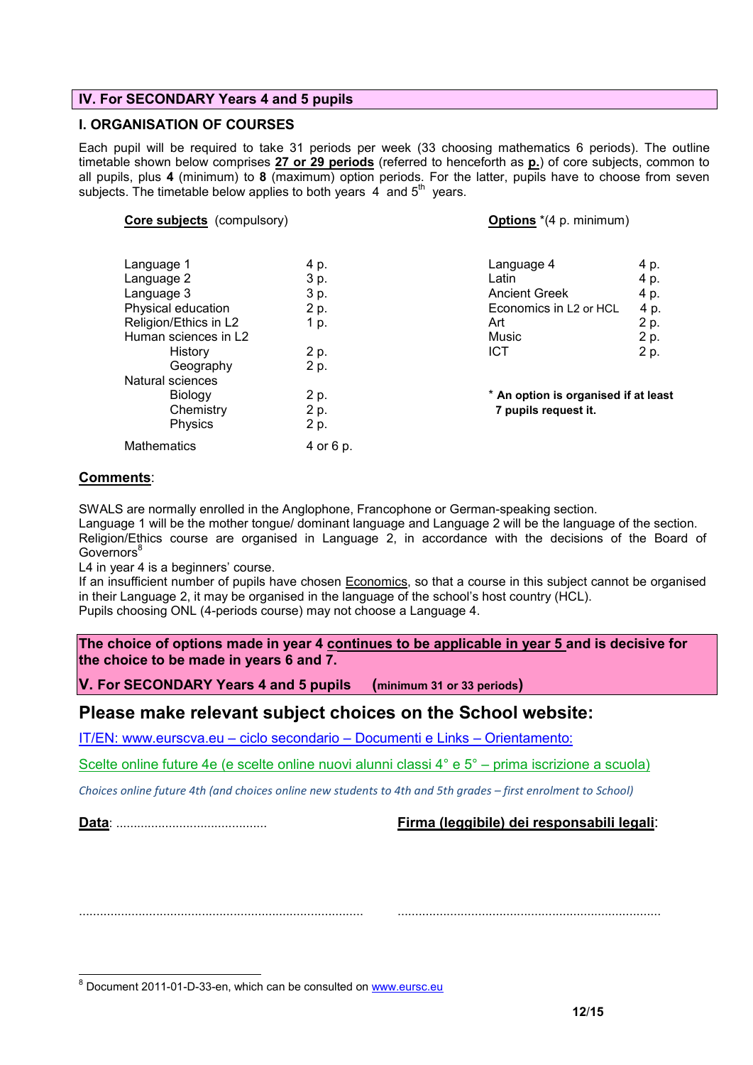## IV. For SECONDARY Years 4 and 5 pupils

### I. ORGANISATION OF COURSES

Each pupil will be required to take 31 periods per week (33 choosing mathematics 6 periods). The outline timetable shown below comprises **27 or 29 periods** (referred to henceforth as **p.**) of core subjects, common to all pupils, plus **4** (minimum) to **8** (maximum) option periods. For the latter, pupils have to choose from seven subjects. The timetable below applies to both years 4 and 5th years.

**Core subjects** (compulsory)

| Subject | Periods |
|---|---|
| Language 1 | 4 p. |
| Language 2 | 3 p. |
| Language 3 | 3 p. |
| Physical education | 2 p. |
| Religion/Ethics in L2 | 1 p. |
| Human sciences in L2 | |
| History | 2 p. |
| Geography | 2 p. |
| Natural sciences | |
| Biology | 2 p. |
| Chemistry | 2 p. |
| Physics | 2 p. |
| Mathematics | 4 or 6 p. |

**Options** *(4 p. minimum)

| Subject | Periods |
|---|---|
| Language 4 | 4 p. |
| Latin | 4 p. |
| Ancient Greek | 4 p. |
| Economics in L2 or HCL | 4 p. |
| Art | 2 p. |
| Music | 2 p. |
| ICT | 2 p. |

\* **An option is organised if at least 7 pupils request it.**

**Comments**:

SWALS are normally enrolled in the Anglophone, Francophone or German-speaking section.
Language 1 will be the mother tongue/ dominant language and Language 2 will be the language of the section.
Religion/Ethics course are organised in Language 2, in accordance with the decisions of the Board of Governors[8]
L4 in year 4 is a beginners' course.
If an insufficient number of pupils have chosen Economics, so that a course in this subject cannot be organised in their Language 2, it may be organised in the language of the school's host country (HCL).
Pupils choosing ONL (4-periods course) may not choose a Language 4.

**The choice of options made in year 4 continues to be applicable in year 5 and is decisive for the choice to be made in years 6 and 7.**

## V. For SECONDARY Years 4 and 5 pupils (minimum 31 or 33 periods)

## Please make relevant subject choices on the School website:

IT/EN: www.eurscva.eu – ciclo secondario – Documenti e Links – Orientamento:

Scelte online future 4e (e scelte online nuovi alunni classi 4° e 5° – prima iscrizione a scuola)

*Choices online future 4th (and choices online new students to 4th and 5th grades – first enrolment to School)*

**Data**: ..........................................

**Firma (leggibile) dei responsabili legali**:

................................................................................ ..........................................................................

[8] Document 2011-01-D-33-en, which can be consulted on www.eursc.eu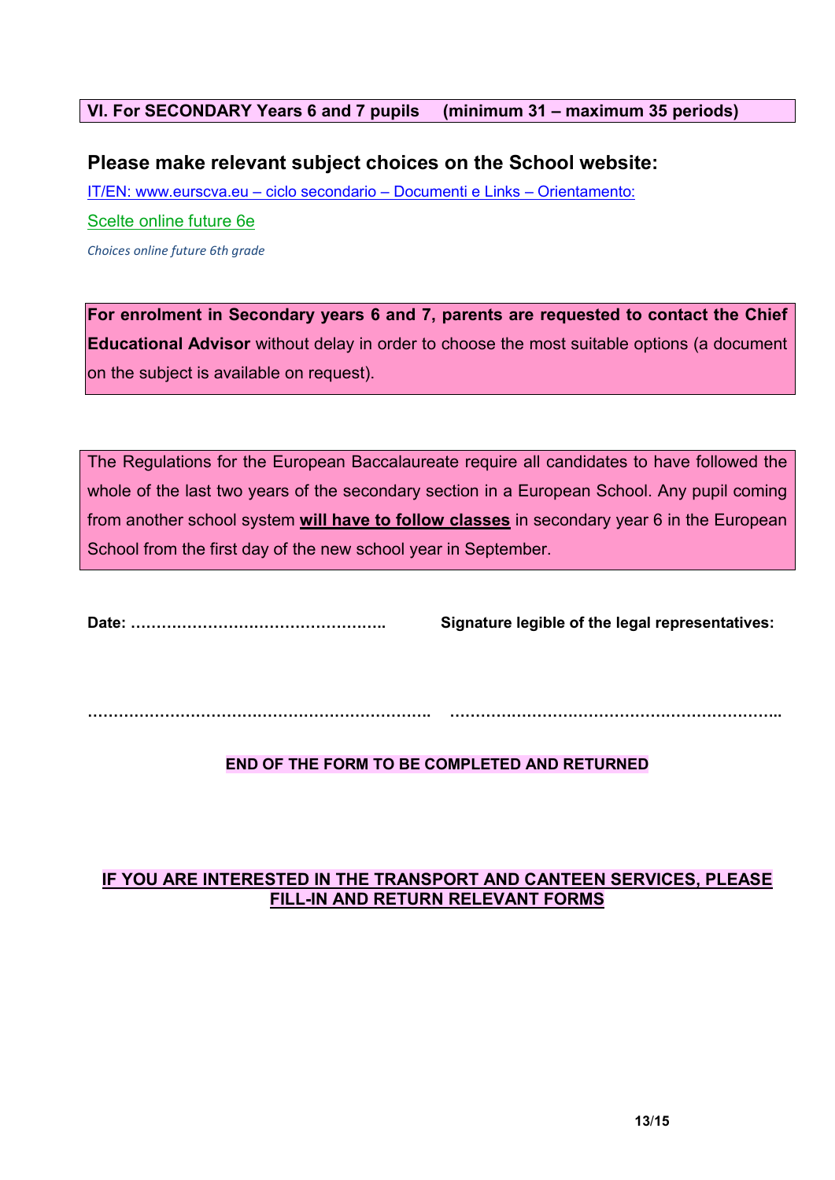**VI. For SECONDARY Years 6 and 7 pupils (minimum 31 – maximum 35 periods)**

## Please make relevant subject choices on the School website:

IT/EN: www.eurscva.eu – ciclo secondario – Documenti e Links – Orientamento:

Scelte online future 6e

*Choices online future 6th grade*

**For enrolment in Secondary years 6 and 7, parents are requested to contact the Chief Educational Advisor** without delay in order to choose the most suitable options (a document on the subject is available on request).

The Regulations for the European Baccalaureate require all candidates to have followed the whole of the last two years of the secondary section in a European School. Any pupil coming from another school system **will have to follow classes** in secondary year 6 in the European School from the first day of the new school year in September.

**Date: …………………………………………..** **Signature legible of the legal representatives:**

…………………………………………………………. …………………………………………………………..

**END OF THE FORM TO BE COMPLETED AND RETURNED**

**IF YOU ARE INTERESTED IN THE TRANSPORT AND CANTEEN SERVICES, PLEASE FILL-IN AND RETURN RELEVANT FORMS**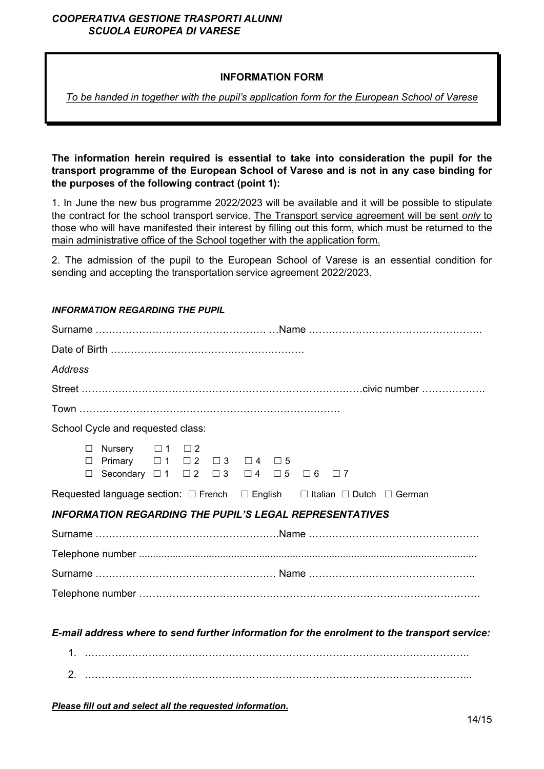*COOPERATIVA GESTIONE TRASPORTI ALUNNI*
*SCUOLA EUROPEA DI VARESE*

**INFORMATION FORM**

*To be handed in together with the pupil's application form for the European School of Varese*

**The information herein required is essential to take into consideration the pupil for the transport programme of the European School of Varese and is not in any case binding for the purposes of the following contract (point 1):**

1. In June the new bus programme 2022/2023 will be available and it will be possible to stipulate the contract for the school transport service. The Transport service agreement will be sent *only* to those who will have manifested their interest by filling out this form, which must be returned to the main administrative office of the School together with the application form.

2. The admission of the pupil to the European School of Varese is an essential condition for sending and accepting the transportation service agreement 2022/2023.

***INFORMATION REGARDING THE PUPIL***

Surname …………………………………………… …Name ……………………………………………..

Date of Birth ………………………………………………….

*Address*

Street ……………………………………………………………………….civic number ……………..

Town ……………………………………………………………………

School Cycle and requested class:

- ☐ Nursery ☐ 1 ☐ 2
- ☐ Primary ☐ 1 ☐ 2 ☐ 3 ☐ 4 ☐ 5
- ☐ Secondary ☐ 1 ☐ 2 ☐ 3 ☐ 4 ☐ 5 ☐ 6 ☐ 7

Requested language section: ☐ French ☐ English ☐ Italian ☐ Dutch ☐ German

## *INFORMATION REGARDING THE PUPIL'S LEGAL REPRESENTATIVES*

Surname ……………………………………………….Name ……………………………………………

Telephone number ......................................................................................................................

Surname ……………………………………………… Name …………………………………………..

Telephone number ………………………………………………………………………………………

***E-mail address where to send further information for the enrolment to the transport service:***

1. ……………………………………………………………………………………………….
2. ………………………………………………………………………………………………..

***Please fill out and select all the requested information.***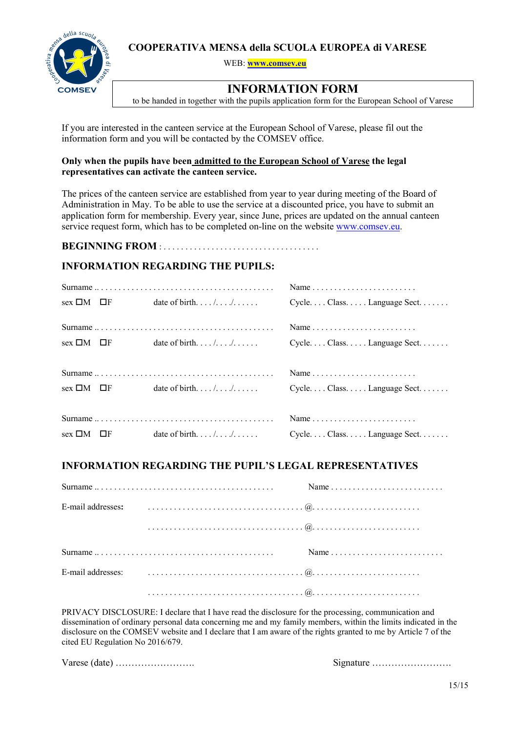**COOPERATIVA MENSA della SCUOLA EUROPEA di VARESE**

WEB: **www.comsev.eu**

# INFORMATION FORM

to be handed in together with the pupils application form for the European School of Varese

If you are interested in the canteen service at the European School of Varese, please fil out the information form and you will be contacted by the COMSEV office.

**Only when the pupils have been admitted to the European School of Varese the legal representatives can activate the canteen service.**

The prices of the canteen service are established from year to year during meeting of the Board of Administration in May. To be able to use the service at a discounted price, you have to submit an application form for membership. Every year, since June, prices are updated on the annual canteen service request form, which has to be completed on-line on the website www.comsev.eu.

**BEGINNING FROM** : . . . . . . . . . . . . . . . . . . . . . . . . . . . . . . . . . . .

## INFORMATION REGARDING THE PUPILS:

Surname .. . . . . . . . . . . . . . . . . . . . . . . . . . . . . . . . . . . . . . . Name . . . . . . . . . . . . . . . . . . . . . . . .

sex ☐M ☐F date of birth. . . . /. . . ./. . . . . . Cycle. . . . Class. . . . . Language Sect. . . . . . .

Surname .. . . . . . . . . . . . . . . . . . . . . . . . . . . . . . . . . . . . . . . Name . . . . . . . . . . . . . . . . . . . . . . . .

sex ☐M ☐F date of birth. . . . /. . . ./. . . . . . Cycle. . . . Class. . . . . Language Sect. . . . . . .

Surname .. . . . . . . . . . . . . . . . . . . . . . . . . . . . . . . . . . . . . . . Name . . . . . . . . . . . . . . . . . . . . . . . .

sex ☐M ☐F date of birth. . . . /. . . ./. . . . . . Cycle. . . . Class. . . . . Language Sect. . . . . . .

Surname .. . . . . . . . . . . . . . . . . . . . . . . . . . . . . . . . . . . . . . . Name . . . . . . . . . . . . . . . . . . . . . . . .

sex ☐M ☐F date of birth. . . . /. . . ./. . . . . . Cycle. . . . Class. . . . . Language Sect. . . . . . .

## INFORMATION REGARDING THE PUPIL'S LEGAL REPRESENTATIVES

Surname .. . . . . . . . . . . . . . . . . . . . . . . . . . . . . . . . . . . . . . . Name . . . . . . . . . . . . . . . . . . . . . . . . . .

E-mail addresses: . . . . . . . . . . . . . . . . . . . . . . . . . . . . . . . . . . . @. . . . . . . . . . . . . . . . . . . . . . . . .

. . . . . . . . . . . . . . . . . . . . . . . . . . . . . . . . . . . @. . . . . . . . . . . . . . . . . . . . . . . . .

Surname .. . . . . . . . . . . . . . . . . . . . . . . . . . . . . . . . . . . . . . . Name . . . . . . . . . . . . . . . . . . . . . . . . . .

E-mail addresses: . . . . . . . . . . . . . . . . . . . . . . . . . . . . . . . . . . . @. . . . . . . . . . . . . . . . . . . . . . . . .

. . . . . . . . . . . . . . . . . . . . . . . . . . . . . . . . . . . @. . . . . . . . . . . . . . . . . . . . . . . . .

PRIVACY DISCLOSURE: I declare that I have read the disclosure for the processing, communication and dissemination of ordinary personal data concerning me and my family members, within the limits indicated in the disclosure on the COMSEV website and I declare that I am aware of the rights granted to me by Article 7 of the cited EU Regulation No 2016/679.

Varese (date) ……………………. Signature …………………….